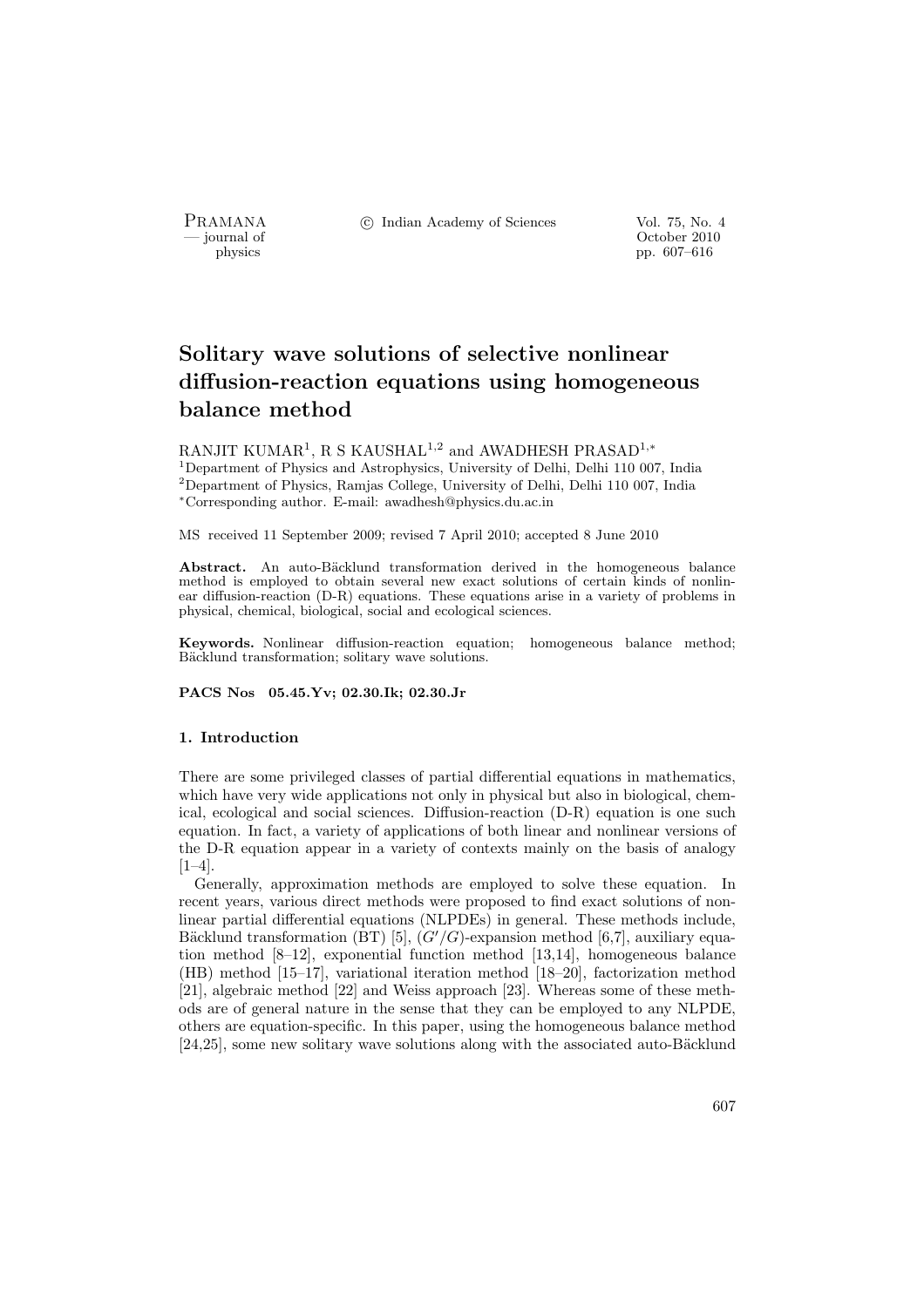# Solitary wave solutions of selective nonlinear diffusion-reaction equations using homogeneous balance method

RANJIT KUMAR[1], R S KAUSHAL[1,2] and AWADHESH PRASAD[1,*]

[1]Department of Physics and Astrophysics, University of Delhi, Delhi 110 007, India
[2]Department of Physics, Ramjas College, University of Delhi, Delhi 110 007, India
[*]Corresponding author. E-mail: awadhesh@physics.du.ac.in

MS received 11 September 2009; revised 7 April 2010; accepted 8 June 2010

**Abstract.** An auto-Bäcklund transformation derived in the homogeneous balance method is employed to obtain several new exact solutions of certain kinds of nonlinear diffusion-reaction (D-R) equations. These equations arise in a variety of problems in physical, chemical, biological, social and ecological sciences.

**Keywords.** Nonlinear diffusion-reaction equation; homogeneous balance method; Bäcklund transformation; solitary wave solutions.

**PACS Nos 05.45.Yv; 02.30.Ik; 02.30.Jr**

## 1. Introduction

There are some privileged classes of partial differential equations in mathematics, which have very wide applications not only in physical but also in biological, chemical, ecological and social sciences. Diffusion-reaction (D-R) equation is one such equation. In fact, a variety of applications of both linear and nonlinear versions of the D-R equation appear in a variety of contexts mainly on the basis of analogy [1–4].

Generally, approximation methods are employed to solve these equation. In recent years, various direct methods were proposed to find exact solutions of nonlinear partial differential equations (NLPDEs) in general. These methods include, Bäcklund transformation (BT) [5], $(G'/G)$-expansion method [6,7], auxiliary equation method [8–12], exponential function method [13,14], homogeneous balance (HB) method [15–17], variational iteration method [18–20], factorization method [21], algebraic method [22] and Weiss approach [23]. Whereas some of these methods are of general nature in the sense that they can be employed to any NLPDE, others are equation-specific. In this paper, using the homogeneous balance method [24,25], some new solitary wave solutions along with the associated auto-Bäcklund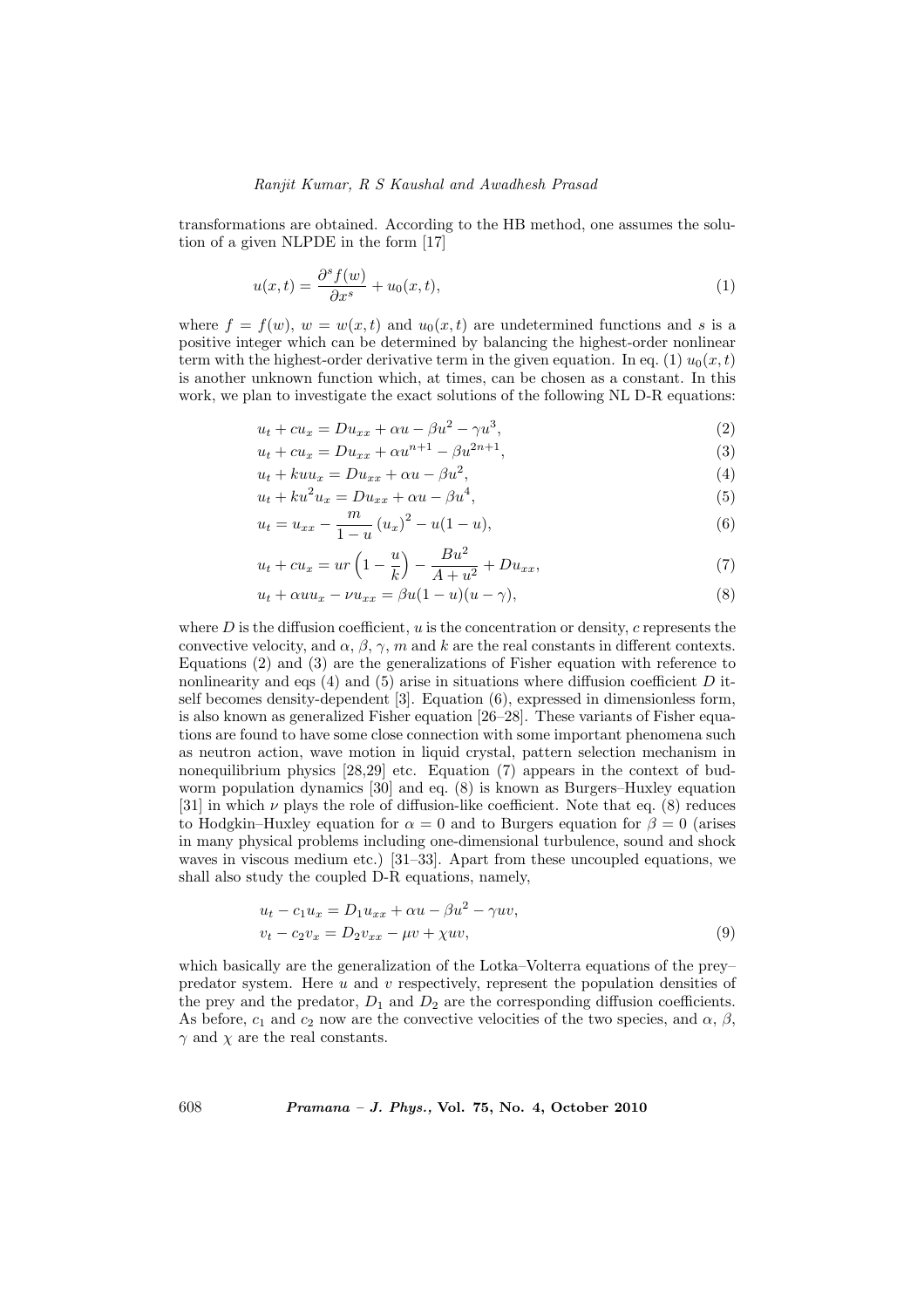transformations are obtained. According to the HB method, one assumes the solution of a given NLPDE in the form [17]

$$u(x,t) = \frac{\partial^s f(w)}{\partial x^s} + u_0(x,t), \tag{1}$$

where $f = f(w)$, $w = w(x,t)$ and $u_0(x,t)$ are undetermined functions and $s$ is a positive integer which can be determined by balancing the highest-order nonlinear term with the highest-order derivative term in the given equation. In eq. (1) $u_0(x,t)$ is another unknown function which, at times, can be chosen as a constant. In this work, we plan to investigate the exact solutions of the following NL D-R equations:

$$u_t + cu_x = Du_{xx} + \alpha u - \beta u^2 - \gamma u^3, \tag{2}$$

$$u_t + cu_x = Du_{xx} + \alpha u^{n+1} - \beta u^{2n+1}, \tag{3}$$

$$u_t + kuu_x = Du_{xx} + \alpha u - \beta u^2, \tag{4}$$

$$u_t + ku^2 u_x = Du_{xx} + \alpha u - \beta u^4, \tag{5}$$

$$u_t = u_{xx} - \frac{m}{1-u}(u_x)^2 - u(1-u), \tag{6}$$

$$u_t + cu_x = ur\left(1 - \frac{u}{k}\right) - \frac{Bu^2}{A+u^2} + Du_{xx}, \tag{7}$$

$$u_t + \alpha uu_x - \nu u_{xx} = \beta u(1-u)(u-\gamma), \tag{8}$$

where $D$ is the diffusion coefficient, $u$ is the concentration or density, $c$ represents the convective velocity, and $\alpha$, $\beta$, $\gamma$, $m$ and $k$ are the real constants in different contexts. Equations (2) and (3) are the generalizations of Fisher equation with reference to nonlinearity and eqs (4) and (5) arise in situations where diffusion coefficient $D$ itself becomes density-dependent [3]. Equation (6), expressed in dimensionless form, is also known as generalized Fisher equation [26–28]. These variants of Fisher equations are found to have some close connection with some important phenomena such as neutron action, wave motion in liquid crystal, pattern selection mechanism in nonequilibrium physics [28,29] etc. Equation (7) appears in the context of budworm population dynamics [30] and eq. (8) is known as Burgers–Huxley equation [31] in which $\nu$ plays the role of diffusion-like coefficient. Note that eq. (8) reduces to Hodgkin–Huxley equation for $\alpha = 0$ and to Burgers equation for $\beta = 0$ (arises in many physical problems including one-dimensional turbulence, sound and shock waves in viscous medium etc.) [31–33]. Apart from these uncoupled equations, we shall also study the coupled D-R equations, namely,

$$\begin{aligned} u_t - c_1 u_x &= D_1 u_{xx} + \alpha u - \beta u^2 - \gamma uv, \\ v_t - c_2 v_x &= D_2 v_{xx} - \mu v + \chi uv, \end{aligned} \tag{9}$$

which basically are the generalization of the Lotka–Volterra equations of the prey–predator system. Here $u$ and $v$ respectively, represent the population densities of the prey and the predator, $D_1$ and $D_2$ are the corresponding diffusion coefficients. As before, $c_1$ and $c_2$ now are the convective velocities of the two species, and $\alpha$, $\beta$, $\gamma$ and $\chi$ are the real constants.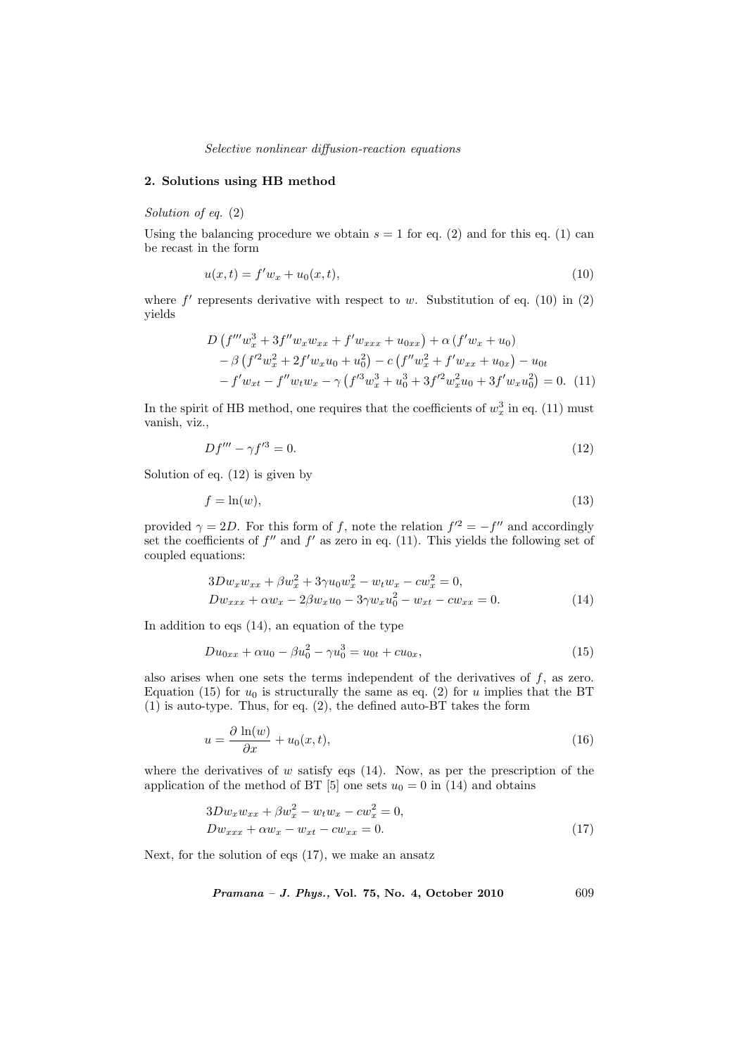## 2. Solutions using HB method

*Solution of eq.* (2)

Using the balancing procedure we obtain $s = 1$ for eq. (2) and for this eq. (1) can be recast in the form

$$u(x,t) = f' w_x + u_0(x,t), \tag{10}$$

where $f'$ represents derivative with respect to $w$. Substitution of eq. (10) in (2) yields

$$\begin{aligned}
&D\left(f''' w_x^3 + 3f'' w_x w_{xx} + f' w_{xxx} + u_{0xx}\right) + \alpha\left(f' w_x + u_0\right) \\
&\quad - \beta\left(f'^2 w_x^2 + 2f' w_x u_0 + u_0^2\right) - c\left(f'' w_x^2 + f' w_{xx} + u_{0x}\right) - u_{0t} \\
&\quad - f' w_{xt} - f'' w_t w_x - \gamma\left(f'^3 w_x^3 + u_0^3 + 3f'^2 w_x^2 u_0 + 3f' w_x u_0^2\right) = 0. \quad (11)
\end{aligned}$$

In the spirit of HB method, one requires that the coefficients of $w_x^3$ in eq. (11) must vanish, viz.,

$$Df''' - \gamma f'^3 = 0. \tag{12}$$

Solution of eq. (12) is given by

$$f = \ln(w), \tag{13}$$

provided $\gamma = 2D$. For this form of $f$, note the relation $f'^2 = -f''$ and accordingly set the coefficients of $f''$ and $f'$ as zero in eq. (11). This yields the following set of coupled equations:

$$\begin{aligned}
&3Dw_x w_{xx} + \beta w_x^2 + 3\gamma u_0 w_x^2 - w_t w_x - c w_x^2 = 0, \\
&Dw_{xxx} + \alpha w_x - 2\beta w_x u_0 - 3\gamma w_x u_0^2 - w_{xt} - c w_{xx} = 0.
\end{aligned} \tag{14}$$

In addition to eqs (14), an equation of the type

$$Du_{0xx} + \alpha u_0 - \beta u_0^2 - \gamma u_0^3 = u_{0t} + c u_{0x}, \tag{15}$$

also arises when one sets the terms independent of the derivatives of $f$, as zero. Equation (15) for $u_0$ is structurally the same as eq. (2) for $u$ implies that the BT (1) is auto-type. Thus, for eq. (2), the defined auto-BT takes the form

$$u = \frac{\partial \ln(w)}{\partial x} + u_0(x,t), \tag{16}$$

where the derivatives of $w$ satisfy eqs (14). Now, as per the prescription of the application of the method of BT [5] one sets $u_0 = 0$ in (14) and obtains

$$\begin{aligned}
&3Dw_x w_{xx} + \beta w_x^2 - w_t w_x - c w_x^2 = 0, \\
&Dw_{xxx} + \alpha w_x - w_{xt} - c w_{xx} = 0.
\end{aligned} \tag{17}$$

Next, for the solution of eqs (17), we make an ansatz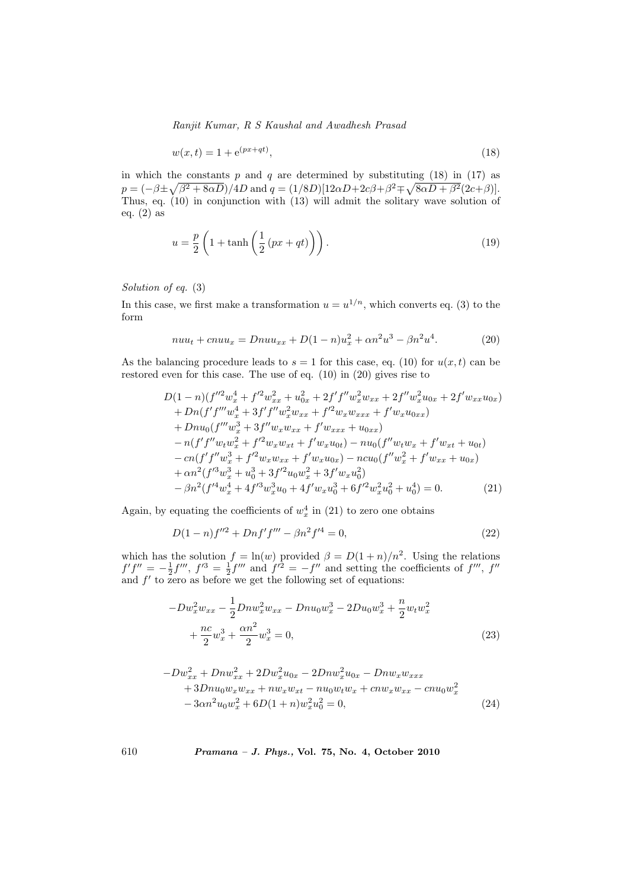$$w(x,t) = 1 + \mathrm{e}^{(px+qt)}, \tag{18}$$

in which the constants $p$ and $q$ are determined by substituting (18) in (17) as $p = (-\beta \pm \sqrt{\beta^2 + 8\alpha D})/4D$ and $q = (1/8D)[12\alpha D + 2c\beta + \beta^2 \mp \sqrt{8\alpha D + \beta^2}(2c+\beta)]$. Thus, eq. (10) in conjunction with (13) will admit the solitary wave solution of eq. (2) as

$$u = \frac{p}{2}\left(1 + \tanh\left(\frac{1}{2}(px+qt)\right)\right). \tag{19}$$

*Solution of eq.* (3)

In this case, we first make a transformation $u = u^{1/n}$, which converts eq. (3) to the form

$$nuu_t + cnuu_x = Dnuu_{xx} + D(1-n)u_x^2 + \alpha n^2 u^3 - \beta n^2 u^4. \tag{20}$$

As the balancing procedure leads to $s = 1$ for this case, eq. (10) for $u(x,t)$ can be restored even for this case. The use of eq. (10) in (20) gives rise to

$$\begin{aligned}
&D(1-n)(f''^2 w_x^4 + f'^2 w_{xx}^2 + u_{0x}^2 + 2f'f''w_x^2 w_{xx} + 2f''w_x^2 u_{0x} + 2f'w_{xx}u_{0x}) \\
&+ Dn(f'f'''w_x^4 + 3f'f''w_x^2 w_{xx} + f'^2 w_x w_{xxx} + f'w_x u_{0xx}) \\
&+ Dnu_0(f'''w_x^3 + 3f''w_x w_{xx} + f'w_{xxx} + u_{0xx}) \\
&- n(f'f''w_t w_x^2 + f'^2 w_x w_{xt} + f'w_x u_{0t}) - nu_0(f''w_t w_x + f'w_{xt} + u_{0t}) \\
&- cn(f'f''w_x^3 + f'^2 w_x w_{xx} + f'w_x u_{0x}) - ncu_0(f''w_x^2 + f'w_{xx} + u_{0x}) \\
&+ \alpha n^2(f'^3 w_x^3 + u_0^3 + 3f'^2 u_0 w_x^2 + 3f'w_x u_0^2) \\
&- \beta n^2(f'^4 w_x^4 + 4f'^3 w_x^3 u_0 + 4f'w_x u_0^3 + 6f'^2 w_x^2 u_0^2 + u_0^4) = 0.
\end{aligned} \tag{21}$$

Again, by equating the coefficients of $w_x^4$ in (21) to zero one obtains

$$D(1-n)f''^2 + Dnf'f''' - \beta n^2 f'^4 = 0, \tag{22}$$

which has the solution $f = \ln(w)$ provided $\beta = D(1+n)/n^2$. Using the relations $f'f'' = -\frac{1}{2}f'''$, $f'^3 = \frac{1}{2}f'''$ and $f'^2 = -f''$ and setting the coefficients of $f'''$, $f''$ and $f'$ to zero as before we get the following set of equations:

$$\begin{aligned}
&-Dw_x^2 w_{xx} - \frac{1}{2}Dnw_x^2 w_{xx} - Dnu_0 w_x^3 - 2Du_0 w_x^3 + \frac{n}{2}w_t w_x^2 \\
&+ \frac{nc}{2}w_x^3 + \frac{\alpha n^2}{2}w_x^3 = 0,
\end{aligned} \tag{23}$$

$$\begin{aligned}
&-Dw_{xx}^2 + Dnw_{xx}^2 + 2Dw_x^2 u_{0x} - 2Dnw_x^2 u_{0x} - Dnw_x w_{xxx} \\
&+ 3Dnu_0 w_x w_{xx} + nw_x w_{xt} - nu_0 w_t w_x + cnw_x w_{xx} - cnu_0 w_x^2 \\
&- 3\alpha n^2 u_0 w_x^2 + 6D(1+n)w_x^2 u_0^2 = 0,
\end{aligned} \tag{24}$$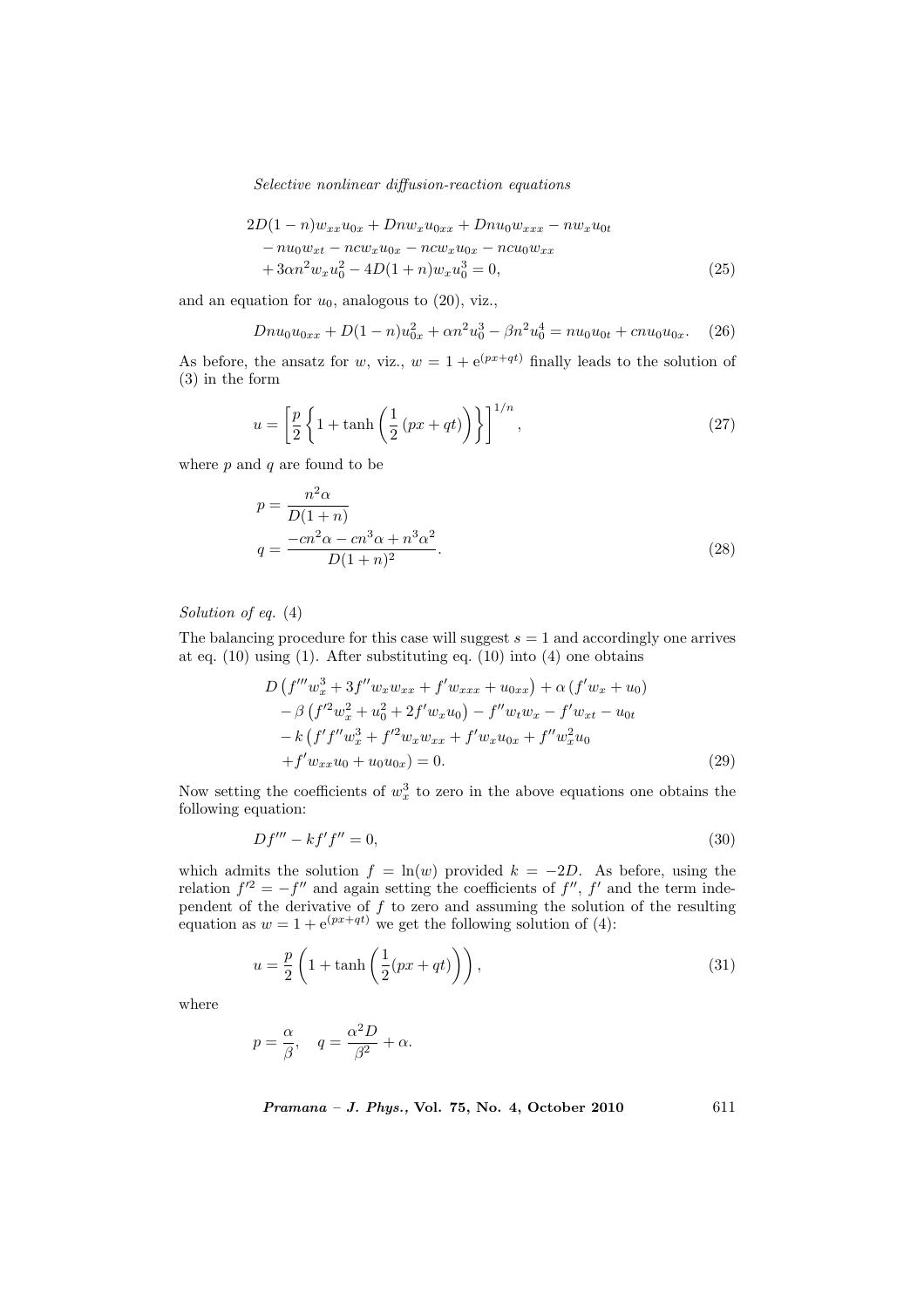$$
\begin{aligned}
&2D(1-n)w_{xx}u_{0x} + Dnw_x u_{0xx} + Dnu_0 w_{xxx} - nw_x u_{0t} \\
&\quad - nu_0 w_{xt} - ncw_x u_{0x} - ncw_x u_{0x} - ncu_0 w_{xx} \\
&\quad + 3\alpha n^2 w_x u_0^2 - 4D(1+n) w_x u_0^3 = 0,
\end{aligned}
\tag{25}
$$

and an equation for $u_0$, analogous to (20), viz.,

$$
Dnu_0 u_{0xx} + D(1-n)u_{0x}^2 + \alpha n^2 u_0^3 - \beta n^2 u_0^4 = nu_0 u_{0t} + cnu_0 u_{0x}. \tag{26}
$$

As before, the ansatz for $w$, viz., $w = 1 + \mathrm{e}^{(px+qt)}$ finally leads to the solution of (3) in the form

$$
u = \left[ \frac{p}{2} \left\{ 1 + \tanh\left( \frac{1}{2}(px+qt) \right) \right\} \right]^{1/n}, \tag{27}
$$

where $p$ and $q$ are found to be

$$
\begin{aligned}
p &= \frac{n^2\alpha}{D(1+n)} \\
q &= \frac{-cn^2\alpha - cn^3\alpha + n^3\alpha^2}{D(1+n)^2}.
\end{aligned}
\tag{28}
$$

*Solution of eq.* (4)

The balancing procedure for this case will suggest $s = 1$ and accordingly one arrives at eq. (10) using (1). After substituting eq. (10) into (4) one obtains

$$
\begin{aligned}
&D\left(f''' w_x^3 + 3f'' w_x w_{xx} + f' w_{xxx} + u_{0xx}\right) + \alpha\left(f' w_x + u_0\right) \\
&\quad - \beta\left(f'^2 w_x^2 + u_0^2 + 2f' w_x u_0\right) - f'' w_t w_x - f' w_{xt} - u_{0t} \\
&\quad - k\left(f' f'' w_x^3 + f'^2 w_x w_{xx} + f' w_x u_{0x} + f'' w_x^2 u_0\right. \\
&\quad \left. + f' w_{xx} u_0 + u_0 u_{0x}\right) = 0.
\end{aligned}
\tag{29}
$$

Now setting the coefficients of $w_x^3$ to zero in the above equations one obtains the following equation:

$$
Df''' - kf'f'' = 0, \tag{30}
$$

which admits the solution $f = \ln(w)$ provided $k = -2D$. As before, using the relation $f'^2 = -f''$ and again setting the coefficients of $f''$, $f'$ and the term independent of the derivative of $f$ to zero and assuming the solution of the resulting equation as $w = 1 + \mathrm{e}^{(px+qt)}$ we get the following solution of (4):

$$
u = \frac{p}{2}\left(1 + \tanh\left(\frac{1}{2}(px+qt)\right)\right), \tag{31}
$$

where

$$
p = \frac{\alpha}{\beta}, \quad q = \frac{\alpha^2 D}{\beta^2} + \alpha.
$$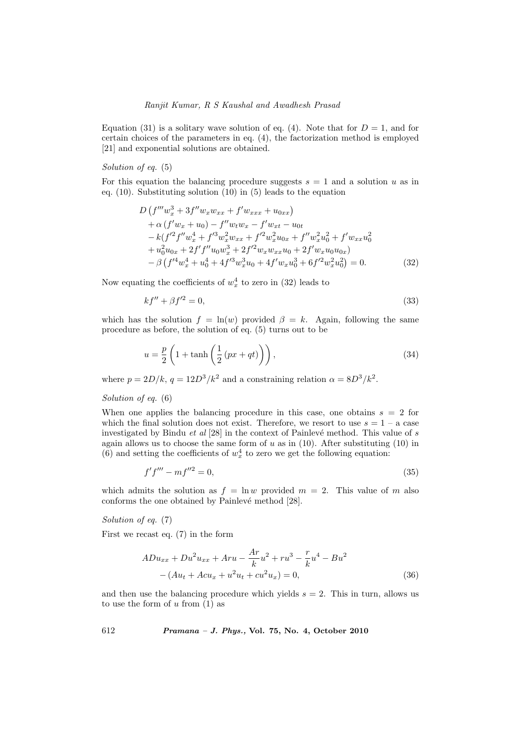Equation (31) is a solitary wave solution of eq. (4). Note that for $D = 1$, and for certain choices of the parameters in eq. (4), the factorization method is employed [21] and exponential solutions are obtained.

*Solution of eq.* (5)

For this equation the balancing procedure suggests $s = 1$ and a solution $u$ as in eq. (10). Substituting solution (10) in (5) leads to the equation

$$
\begin{aligned}
& D\left(f'''w_x^3 + 3f''w_xw_{xx} + f'w_{xxx} + u_{0xx}\right) \\
& \quad + \alpha\left(f'w_x + u_0\right) - f''w_tw_x - f'w_{xt} - u_{0t} \\
& \quad - k(f'^2f''w_x^4 + f'^3w_x^2w_{xx} + f'^2w_x^2u_{0x} + f''w_x^2u_0^2 + f'w_{xx}u_0^2 \\
& \quad + u_0^2u_{0x} + 2f'f''u_0w_x^3 + 2f'^2w_xw_{xx}u_0 + 2f'w_xu_0u_{0x}) \\
& \quad - \beta\left(f'^4w_x^4 + u_0^4 + 4f'^3w_x^3u_0 + 4f'w_xu_0^3 + 6f'^2w_x^2u_0^2\right) = 0.
\end{aligned} \tag{32}
$$

Now equating the coefficients of $w_x^4$ to zero in (32) leads to

$$
kf'' + \beta f'^2 = 0, \tag{33}
$$

which has the solution $f = \ln(w)$ provided $\beta = k$. Again, following the same procedure as before, the solution of eq. (5) turns out to be

$$
u = \frac{p}{2}\left(1 + \tanh\left(\frac{1}{2}\left(px + qt\right)\right)\right), \tag{34}
$$

where $p = 2D/k$, $q = 12D^3/k^2$ and a constraining relation $\alpha = 8D^3/k^2$.

*Solution of eq.* (6)

When one applies the balancing procedure in this case, one obtains $s = 2$ for which the final solution does not exist. Therefore, we resort to use $s = 1$ – a case investigated by Bindu *et al* [28] in the context of Painlevé method. This value of $s$ again allows us to choose the same form of $u$ as in (10). After substituting (10) in (6) and setting the coefficients of $w_x^4$ to zero we get the following equation:

$$
f'f''' - mf''^2 = 0, \tag{35}
$$

which admits the solution as $f = \ln w$ provided $m = 2$. This value of $m$ also conforms the one obtained by Painlevé method [28].

*Solution of eq.* (7)

First we recast eq. (7) in the form

$$
\begin{aligned}
& ADu_{xx} + Du^2u_{xx} + Aru - \frac{Ar}{k}u^2 + ru^3 - \frac{r}{k}u^4 - Bu^2 \\
& \quad - \left(Au_t + Acu_x + u^2u_t + cu^2u_x\right) = 0,
\end{aligned} \tag{36}
$$

and then use the balancing procedure which yields $s = 2$. This in turn, allows us to use the form of $u$ from (1) as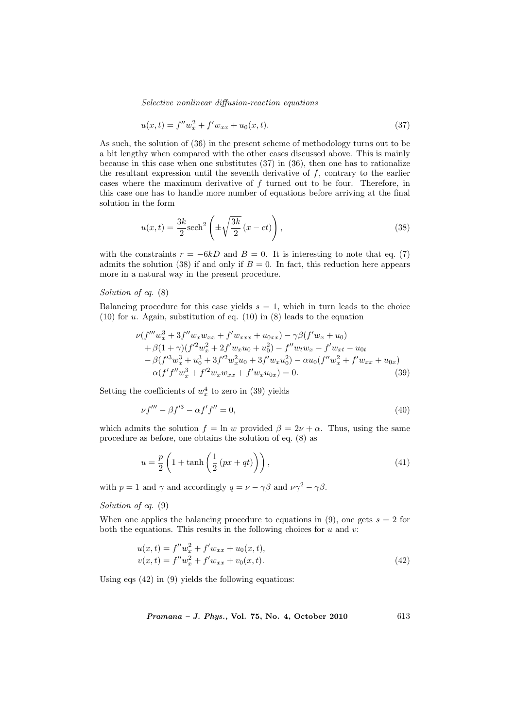$$u(x,t) = f'' w_x^2 + f' w_{xx} + u_0(x,t). \tag{37}$$

As such, the solution of (36) in the present scheme of methodology turns out to be a bit lengthy when compared with the other cases discussed above. This is mainly because in this case when one substitutes (37) in (36), then one has to rationalize the resultant expression until the seventh derivative of $f$, contrary to the earlier cases where the maximum derivative of $f$ turned out to be four. Therefore, in this case one has to handle more number of equations before arriving at the final solution in the form

$$u(x,t) = \frac{3k}{2}\text{sech}^2\left(\pm\sqrt{\frac{3k}{2}}\,(x-ct)\right), \tag{38}$$

with the constraints $r = -6kD$ and $B = 0$. It is interesting to note that eq. (7) admits the solution (38) if and only if $B = 0$. In fact, this reduction here appears more in a natural way in the present procedure.

*Solution of eq.* (8)

Balancing procedure for this case yields $s = 1$, which in turn leads to the choice (10) for $u$. Again, substitution of eq. (10) in (8) leads to the equation

$$\begin{aligned}
&\nu(f''' w_x^3 + 3f'' w_x w_{xx} + f' w_{xxx} + u_{0xx}) - \gamma\beta(f' w_x + u_0) \\
&+ \beta(1+\gamma)(f'^2 w_x^2 + 2f' w_x u_0 + u_0^2) - f'' w_t w_x - f' w_{xt} - u_{0t} \\
&- \beta(f'^3 w_x^3 + u_0^3 + 3f'^2 w_x^2 u_0 + 3f' w_x u_0^2) - \alpha u_0(f'' w_x^2 + f' w_{xx} + u_{0x}) \\
&- \alpha(f' f'' w_x^3 + f'^2 w_x w_{xx} + f' w_x u_{0x}) = 0.
\end{aligned} \tag{39}$$

Setting the coefficients of $w_x^4$ to zero in (39) yields

$$\nu f''' - \beta f'^3 - \alpha f' f'' = 0, \tag{40}$$

which admits the solution $f = \ln w$ provided $\beta = 2\nu + \alpha$. Thus, using the same procedure as before, one obtains the solution of eq. (8) as

$$u = \frac{p}{2}\left(1 + \tanh\left(\frac{1}{2}(px + qt)\right)\right), \tag{41}$$

with $p = 1$ and $\gamma$ and accordingly $q = \nu - \gamma\beta$ and $\nu\gamma^2 - \gamma\beta$.

*Solution of eq.* (9)

When one applies the balancing procedure to equations in (9), one gets $s = 2$ for both the equations. This results in the following choices for $u$ and $v$:

$$\begin{aligned}
u(x,t) &= f'' w_x^2 + f' w_{xx} + u_0(x,t), \\
v(x,t) &= f'' w_x^2 + f' w_{xx} + v_0(x,t).
\end{aligned} \tag{42}$$

Using eqs (42) in (9) yields the following equations: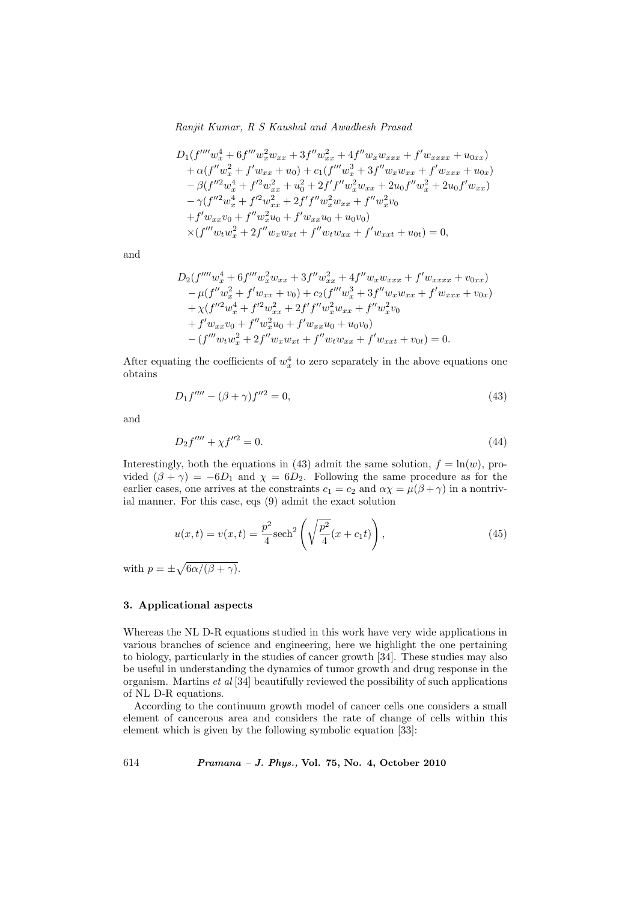$$
\begin{aligned}
&D_1(f''''w_x^4 + 6f'''w_x^2 w_{xx} + 3f''w_{xx}^2 + 4f''w_x w_{xxx} + f'w_{xxxx} + u_{0xx}) \\
&\quad + \alpha(f''w_x^2 + f'w_{xx} + u_0) + c_1(f'''w_x^3 + 3f''w_x w_{xx} + f'w_{xxx} + u_{0x}) \\
&\quad - \beta(f''^2 w_x^4 + f'^2 w_{xx}^2 + u_0^2 + 2f'f''w_x^2 w_{xx} + 2u_0 f''w_x^2 + 2u_0 f'w_{xx}) \\
&\quad - \gamma(f''^2 w_x^4 + f'^2 w_{xx}^2 + 2f'f''w_x^2 w_{xx} + f''w_x^2 v_0 \\
&\quad + f'w_{xx}v_0 + f''w_x^2 u_0 + f'w_{xx}u_0 + u_0 v_0) \\
&\quad \times (f'''w_t w_x^2 + 2f''w_x w_{xt} + f''w_t w_{xx} + f'w_{xxt} + u_{0t}) = 0,
\end{aligned}
$$

and

$$
\begin{aligned}
&D_2(f''''w_x^4 + 6f'''w_x^2 w_{xx} + 3f''w_{xx}^2 + 4f''w_x w_{xxx} + f'w_{xxxx} + v_{0xx}) \\
&\quad - \mu(f''w_x^2 + f'w_{xx} + v_0) + c_2(f'''w_x^3 + 3f''w_x w_{xx} + f'w_{xxx} + v_{0x}) \\
&\quad + \chi(f''^2 w_x^4 + f'^2 w_{xx}^2 + 2f'f''w_x^2 w_{xx} + f''w_x^2 v_0 \\
&\quad + f'w_{xx}v_0 + f''w_x^2 u_0 + f'w_{xx}u_0 + u_0 v_0) \\
&\quad - (f'''w_t w_x^2 + 2f''w_x w_{xt} + f''w_t w_{xx} + f'w_{xxt} + v_{0t}) = 0.
\end{aligned}
$$

After equating the coefficients of $w_x^4$ to zero separately in the above equations one obtains

$$
D_1 f'''' - (\beta + \gamma) f''^2 = 0, \tag{43}
$$

and

$$
D_2 f'''' + \chi f''^2 = 0. \tag{44}
$$

Interestingly, both the equations in (43) admit the same solution, $f = \ln(w)$, provided $(\beta + \gamma) = -6D_1$ and $\chi = 6D_2$. Following the same procedure as for the earlier cases, one arrives at the constraints $c_1 = c_2$ and $\alpha\chi = \mu(\beta + \gamma)$ in a nontrivial manner. For this case, eqs (9) admit the exact solution

$$
u(x,t) = v(x,t) = \frac{p^2}{4}\mathrm{sech}^2\left(\sqrt{\frac{p^2}{4}}(x + c_1 t)\right), \tag{45}
$$

with $p = \pm\sqrt{6\alpha/(\beta + \gamma)}$.

### 3. Applicational aspects

Whereas the NL D-R equations studied in this work have very wide applications in various branches of science and engineering, here we highlight the one pertaining to biology, particularly in the studies of cancer growth [34]. These studies may also be useful in understanding the dynamics of tumor growth and drug response in the organism. Martins *et al* [34] beautifully reviewed the possibility of such applications of NL D-R equations.

According to the continuum growth model of cancer cells one considers a small element of cancerous area and considers the rate of change of cells within this element which is given by the following symbolic equation [33]: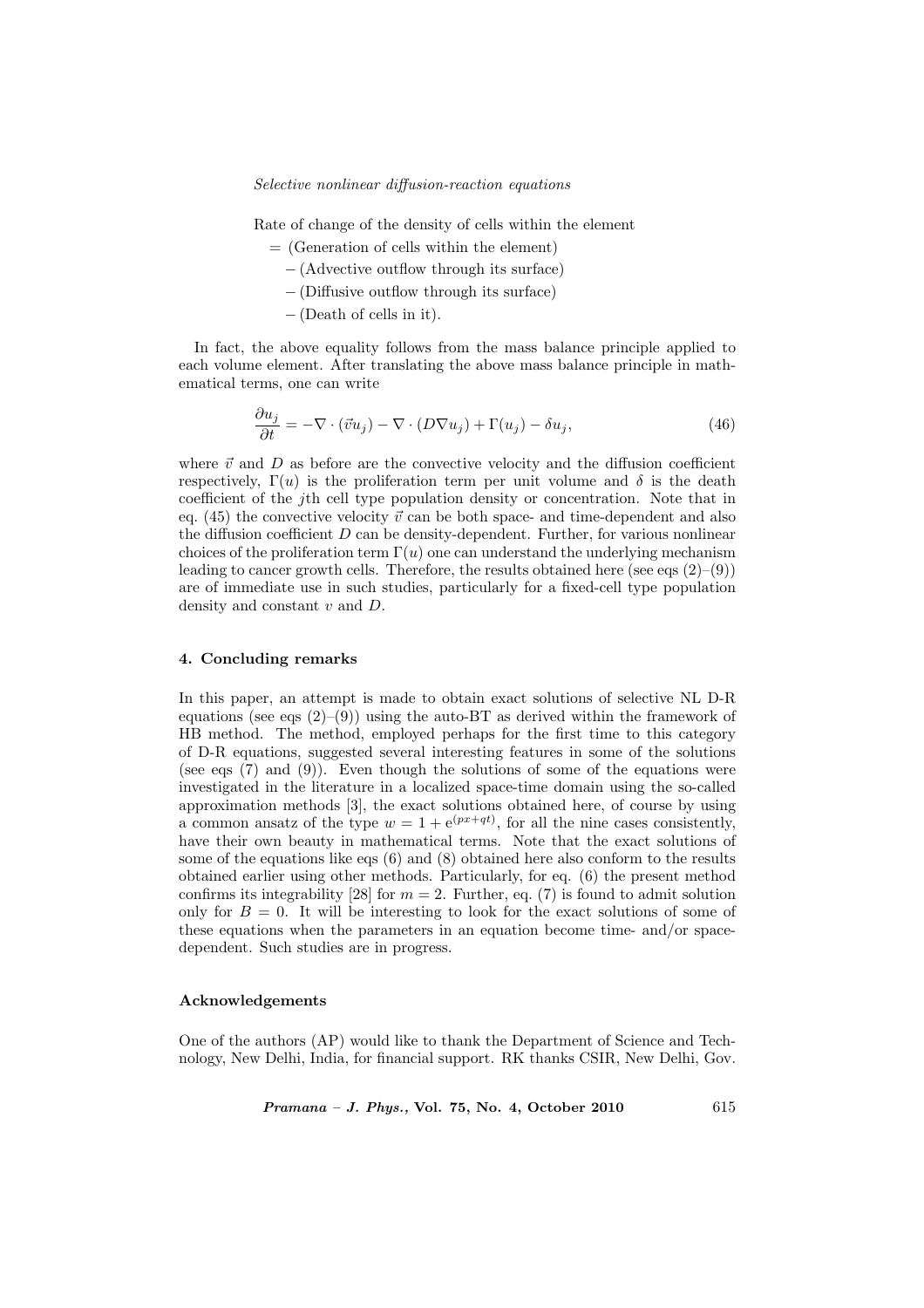Rate of change of the density of cells within the element

= (Generation of cells within the element)

– (Advective outflow through its surface)

– (Diffusive outflow through its surface)

– (Death of cells in it).

In fact, the above equality follows from the mass balance principle applied to each volume element. After translating the above mass balance principle in mathematical terms, one can write

$$\frac{\partial u_j}{\partial t} = -\nabla \cdot (\vec{v} u_j) - \nabla \cdot (D \nabla u_j) + \Gamma(u_j) - \delta u_j, \tag{46}$$

where $\vec{v}$ and $D$ as before are the convective velocity and the diffusion coefficient respectively, $\Gamma(u)$ is the proliferation term per unit volume and $\delta$ is the death coefficient of the $j$th cell type population density or concentration. Note that in eq. (45) the convective velocity $\vec{v}$ can be both space- and time-dependent and also the diffusion coefficient $D$ can be density-dependent. Further, for various nonlinear choices of the proliferation term $\Gamma(u)$ one can understand the underlying mechanism leading to cancer growth cells. Therefore, the results obtained here (see eqs (2)–(9)) are of immediate use in such studies, particularly for a fixed-cell type population density and constant $v$ and $D$.

## 4. Concluding remarks

In this paper, an attempt is made to obtain exact solutions of selective NL D-R equations (see eqs (2)–(9)) using the auto-BT as derived within the framework of HB method. The method, employed perhaps for the first time to this category of D-R equations, suggested several interesting features in some of the solutions (see eqs (7) and (9)). Even though the solutions of some of the equations were investigated in the literature in a localized space-time domain using the so-called approximation methods [3], the exact solutions obtained here, of course by using a common ansatz of the type $w = 1 + \mathrm{e}^{(px+qt)}$, for all the nine cases consistently, have their own beauty in mathematical terms. Note that the exact solutions of some of the equations like eqs (6) and (8) obtained here also conform to the results obtained earlier using other methods. Particularly, for eq. (6) the present method confirms its integrability [28] for $m = 2$. Further, eq. (7) is found to admit solution only for $B = 0$. It will be interesting to look for the exact solutions of some of these equations when the parameters in an equation become time- and/or space-dependent. Such studies are in progress.

## Acknowledgements

One of the authors (AP) would like to thank the Department of Science and Technology, New Delhi, India, for financial support. RK thanks CSIR, New Delhi, Gov.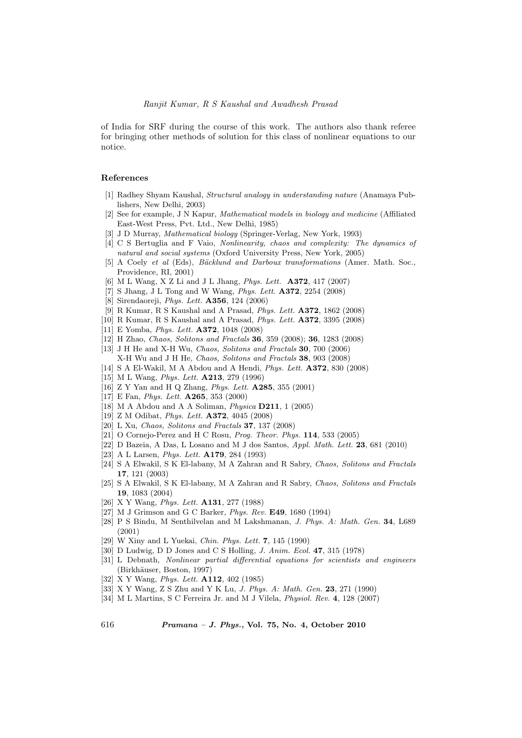of India for SRF during the course of this work. The authors also thank referee for bringing other methods of solution for this class of nonlinear equations to our notice.

## References

[1] Radhey Shyam Kaushal, *Structural analogy in understanding nature* (Anamaya Publishers, New Delhi, 2003)

[2] See for example, J N Kapur, *Mathematical models in biology and medicine* (Affiliated East-West Press, Pvt. Ltd., New Delhi, 1985)

[3] J D Murray, *Mathematical biology* (Springer-Verlag, New York, 1993)

[4] C S Bertuglia and F Vaio, *Nonlinearity, chaos and complexity: The dynamics of natural and social systems* (Oxford University Press, New York, 2005)

[5] A Coely *et al* (Eds), *Bäcklund and Darboux transformations* (Amer. Math. Soc., Providence, RI, 2001)

[6] M L Wang, X Z Li and J L Jhang, *Phys. Lett.* **A372**, 417 (2007)

[7] S Jhang, J L Tong and W Wang, *Phys. Lett.* **A372**, 2254 (2008)

[8] Sirendaoreji, *Phys. Lett.* **A356**, 124 (2006)

[9] R Kumar, R S Kaushal and A Prasad, *Phys. Lett.* **A372**, 1862 (2008)

[10] R Kumar, R S Kaushal and A Prasad, *Phys. Lett.* **A372**, 3395 (2008)

[11] E Yomba, *Phys. Lett.* **A372**, 1048 (2008)

[12] H Zhao, *Chaos, Solitons and Fractals* **36**, 359 (2008); **36**, 1283 (2008)

[13] J H He and X-H Wu, *Chaos, Solitons and Fractals* **30**, 700 (2006)
X-H Wu and J H He, *Chaos, Solitons and Fractals* **38**, 903 (2008)

[14] S A El-Wakil, M A Abdou and A Hendi, *Phys. Lett.* **A372**, 830 (2008)

[15] M L Wang, *Phys. Lett.* **A213**, 279 (1996)

[16] Z Y Yan and H Q Zhang, *Phys. Lett.* **A285**, 355 (2001)

[17] E Fan, *Phys. Lett.* **A265**, 353 (2000)

[18] M A Abdou and A A Soliman, *Physica* **D211**, 1 (2005)

[19] Z M Odibat, *Phys. Lett.* **A372**, 4045 (2008)

[20] L Xu, *Chaos, Solitons and Fractals* **37**, 137 (2008)

[21] O Cornejo-Perez and H C Rosu, *Prog. Theor. Phys.* **114**, 533 (2005)

[22] D Bazeia, A Das, L Losano and M J dos Santos, *Appl. Math. Lett.* **23**, 681 (2010)

[23] A L Larsen, *Phys. Lett.* **A179**, 284 (1993)

[24] S A Elwakil, S K El-labany, M A Zahran and R Sabry, *Chaos, Solitons and Fractals* **17**, 121 (2003)

[25] S A Elwakil, S K El-labany, M A Zahran and R Sabry, *Chaos, Solitons and Fractals* **19**, 1083 (2004)

[26] X Y Wang, *Phys. Lett.* **A131**, 277 (1988)

[27] M J Grimson and G C Barker, *Phys. Rev.* **E49**, 1680 (1994)

[28] P S Bindu, M Senthilvelan and M Lakshmanan, *J. Phys. A: Math. Gen.* **34**, L689 (2001)

[29] W Xiny and L Yuekai, *Chin. Phys. Lett.* **7**, 145 (1990)

[30] D Ludwig, D D Jones and C S Holling, *J. Anim. Ecol.* **47**, 315 (1978)

[31] L Debnath, *Nonlinear partial differential equations for scientists and engineers* (Birkhäuser, Boston, 1997)

[32] X Y Wang, *Phys. Lett.* **A112**, 402 (1985)

[33] X Y Wang, Z S Zhu and Y K Lu, *J. Phys. A: Math. Gen.* **23**, 271 (1990)

[34] M L Martins, S C Ferreira Jr. and M J Vilela, *Physiol. Rev.* **4**, 128 (2007)